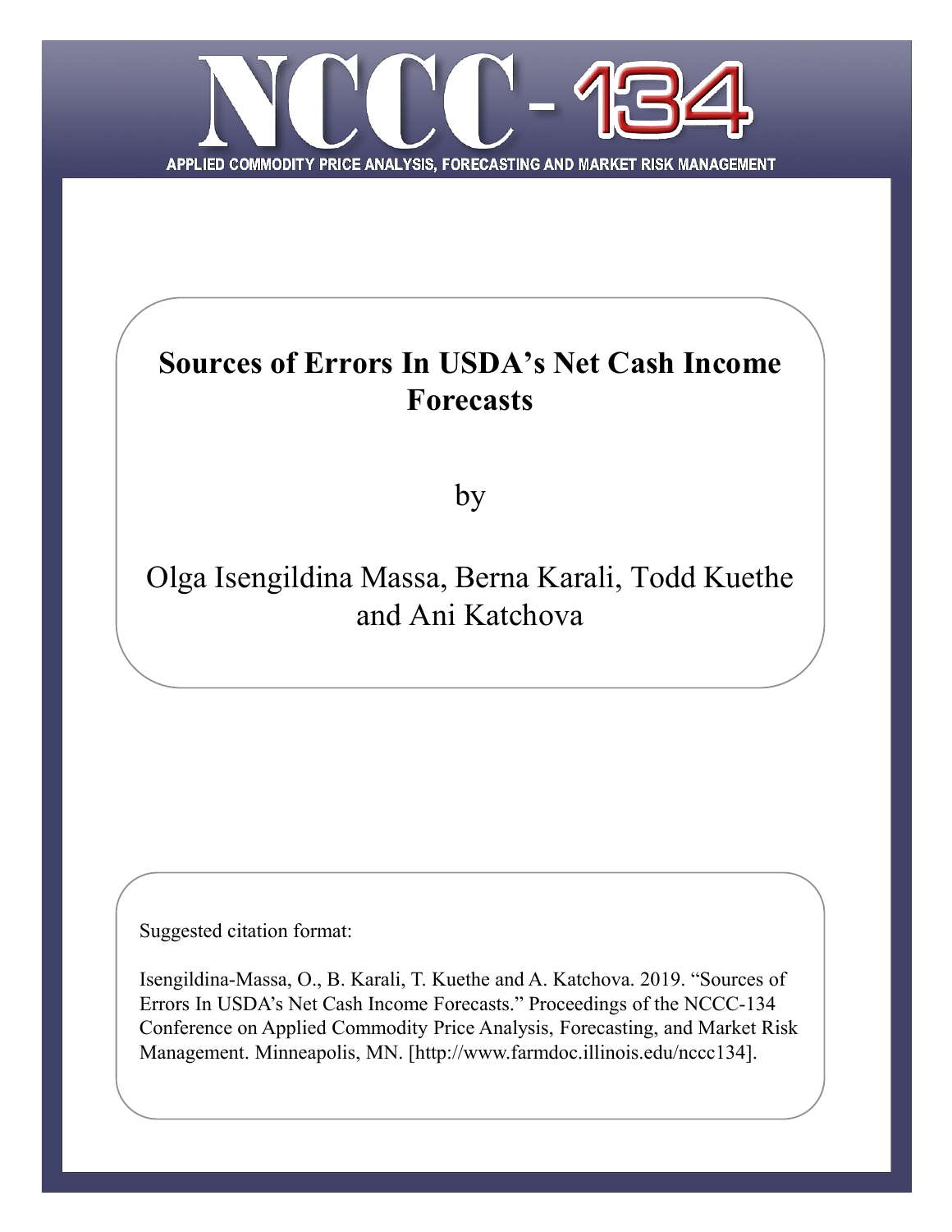# NCCC-134

APPLIED COMMODITY PRICE ANALYSIS, FORECASTING AND MARKET RISK MANAGEMENT

## Sources of Errors In USDA's Net Cash Income Forecasts

by

Olga Isengildina Massa, Berna Karali, Todd Kuethe and Ani Katchova

Suggested citation format:

Isengildina-Massa, O., B. Karali, T. Kuethe and A. Katchova. 2019. "Sources of Errors In USDA's Net Cash Income Forecasts." Proceedings of the NCCC-134 Conference on Applied Commodity Price Analysis, Forecasting, and Market Risk Management. Minneapolis, MN. [http://www.farmdoc.illinois.edu/nccc134].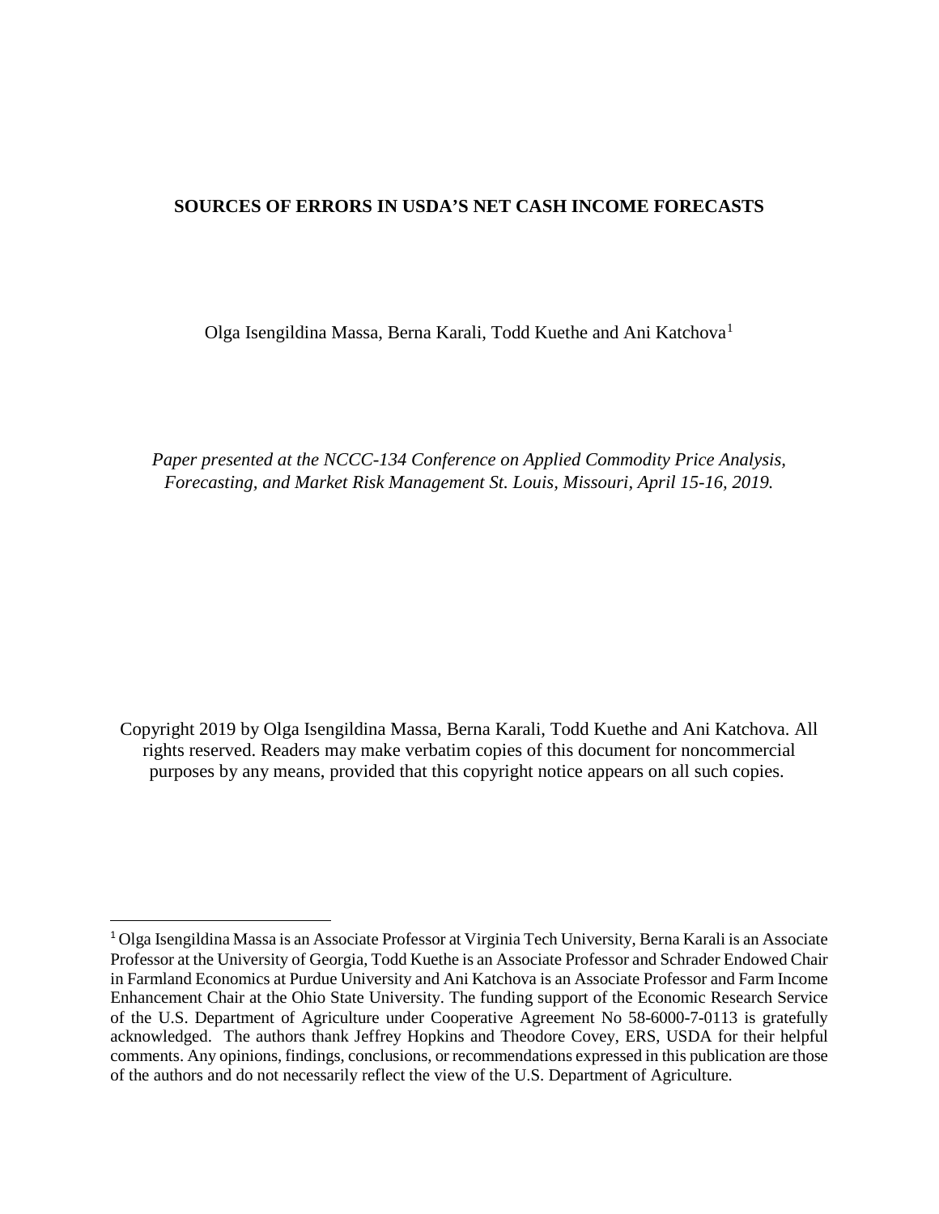**SOURCES OF ERRORS IN USDA'S NET CASH INCOME FORECASTS**

Olga Isengildina Massa, Berna Karali, Todd Kuethe and Ani Katchova[1]

*Paper presented at the NCCC-134 Conference on Applied Commodity Price Analysis, Forecasting, and Market Risk Management St. Louis, Missouri, April 15-16, 2019.*

Copyright 2019 by Olga Isengildina Massa, Berna Karali, Todd Kuethe and Ani Katchova. All rights reserved. Readers may make verbatim copies of this document for noncommercial purposes by any means, provided that this copyright notice appears on all such copies.

---

[1] Olga Isengildina Massa is an Associate Professor at Virginia Tech University, Berna Karali is an Associate Professor at the University of Georgia, Todd Kuethe is an Associate Professor and Schrader Endowed Chair in Farmland Economics at Purdue University and Ani Katchova is an Associate Professor and Farm Income Enhancement Chair at the Ohio State University. The funding support of the Economic Research Service of the U.S. Department of Agriculture under Cooperative Agreement No 58-6000-7-0113 is gratefully acknowledged. The authors thank Jeffrey Hopkins and Theodore Covey, ERS, USDA for their helpful comments. Any opinions, findings, conclusions, or recommendations expressed in this publication are those of the authors and do not necessarily reflect the view of the U.S. Department of Agriculture.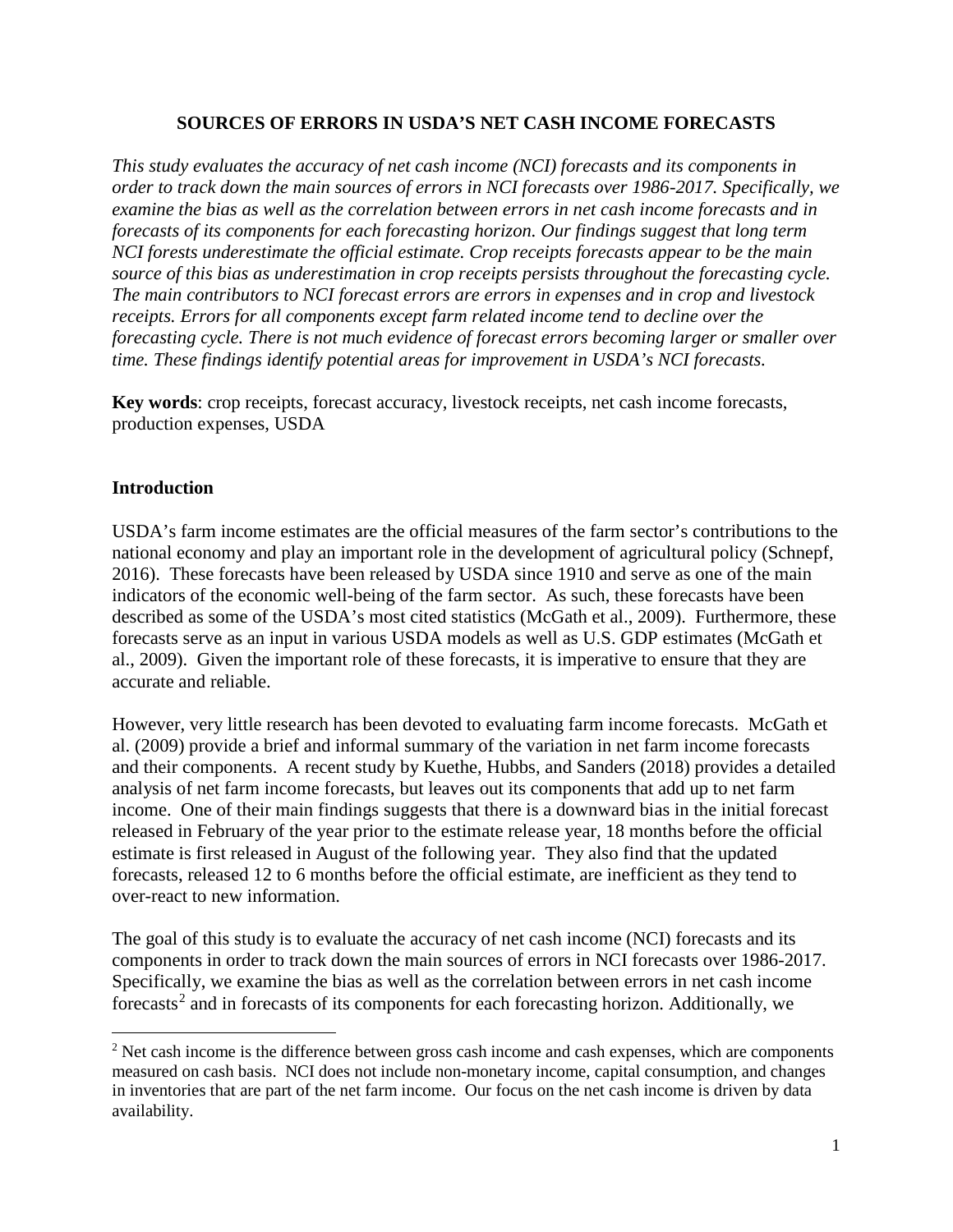# SOURCES OF ERRORS IN USDA'S NET CASH INCOME FORECASTS

*This study evaluates the accuracy of net cash income (NCI) forecasts and its components in order to track down the main sources of errors in NCI forecasts over 1986-2017. Specifically, we examine the bias as well as the correlation between errors in net cash income forecasts and in forecasts of its components for each forecasting horizon. Our findings suggest that long term NCI forests underestimate the official estimate. Crop receipts forecasts appear to be the main source of this bias as underestimation in crop receipts persists throughout the forecasting cycle. The main contributors to NCI forecast errors are errors in expenses and in crop and livestock receipts. Errors for all components except farm related income tend to decline over the forecasting cycle. There is not much evidence of forecast errors becoming larger or smaller over time. These findings identify potential areas for improvement in USDA's NCI forecasts.*

**Key words**: crop receipts, forecast accuracy, livestock receipts, net cash income forecasts, production expenses, USDA

## Introduction

USDA's farm income estimates are the official measures of the farm sector's contributions to the national economy and play an important role in the development of agricultural policy (Schnepf, 2016). These forecasts have been released by USDA since 1910 and serve as one of the main indicators of the economic well-being of the farm sector. As such, these forecasts have been described as some of the USDA's most cited statistics (McGath et al., 2009). Furthermore, these forecasts serve as an input in various USDA models as well as U.S. GDP estimates (McGath et al., 2009). Given the important role of these forecasts, it is imperative to ensure that they are accurate and reliable.

However, very little research has been devoted to evaluating farm income forecasts. McGath et al. (2009) provide a brief and informal summary of the variation in net farm income forecasts and their components. A recent study by Kuethe, Hubbs, and Sanders (2018) provides a detailed analysis of net farm income forecasts, but leaves out its components that add up to net farm income. One of their main findings suggests that there is a downward bias in the initial forecast released in February of the year prior to the estimate release year, 18 months before the official estimate is first released in August of the following year. They also find that the updated forecasts, released 12 to 6 months before the official estimate, are inefficient as they tend to over-react to new information.

The goal of this study is to evaluate the accuracy of net cash income (NCI) forecasts and its components in order to track down the main sources of errors in NCI forecasts over 1986-2017. Specifically, we examine the bias as well as the correlation between errors in net cash income forecasts[2] and in forecasts of its components for each forecasting horizon. Additionally, we

[2] Net cash income is the difference between gross cash income and cash expenses, which are components measured on cash basis. NCI does not include non-monetary income, capital consumption, and changes in inventories that are part of the net farm income. Our focus on the net cash income is driven by data availability.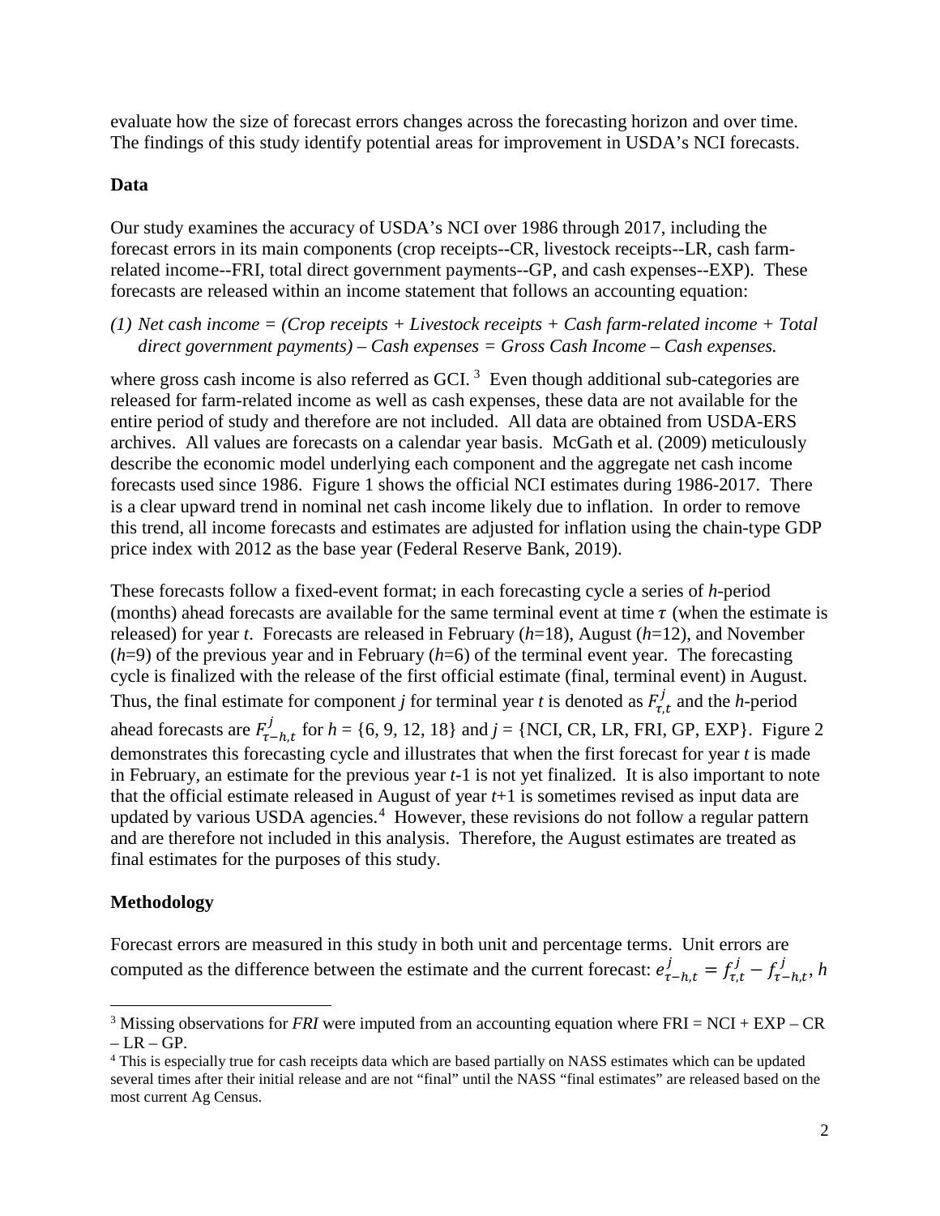evaluate how the size of forecast errors changes across the forecasting horizon and over time. The findings of this study identify potential areas for improvement in USDA's NCI forecasts.

## Data

Our study examines the accuracy of USDA's NCI over 1986 through 2017, including the forecast errors in its main components (crop receipts--CR, livestock receipts--LR, cash farm-related income--FRI, total direct government payments--GP, and cash expenses--EXP). These forecasts are released within an income statement that follows an accounting equation:

*(1) Net cash income = (Crop receipts + Livestock receipts + Cash farm-related income + Total direct government payments) – Cash expenses = Gross Cash Income – Cash expenses.*

where gross cash income is also referred as GCI.[3] Even though additional sub-categories are released for farm-related income as well as cash expenses, these data are not available for the entire period of study and therefore are not included. All data are obtained from USDA-ERS archives. All values are forecasts on a calendar year basis. McGath et al. (2009) meticulously describe the economic model underlying each component and the aggregate net cash income forecasts used since 1986. Figure 1 shows the official NCI estimates during 1986-2017. There is a clear upward trend in nominal net cash income likely due to inflation. In order to remove this trend, all income forecasts and estimates are adjusted for inflation using the chain-type GDP price index with 2012 as the base year (Federal Reserve Bank, 2019).

These forecasts follow a fixed-event format; in each forecasting cycle a series of $h$-period (months) ahead forecasts are available for the same terminal event at time $\tau$ (when the estimate is released) for year $t$. Forecasts are released in February ($h$=18), August ($h$=12), and November ($h$=9) of the previous year and in February ($h$=6) of the terminal event year. The forecasting cycle is finalized with the release of the first official estimate (final, terminal event) in August. Thus, the final estimate for component $j$ for terminal year $t$ is denoted as $F^{j}_{\tau,t}$ and the $h$-period ahead forecasts are $F^{j}_{\tau-h,t}$ for $h = \{6, 9, 12, 18\}$ and $j$ = {NCI, CR, LR, FRI, GP, EXP}. Figure 2 demonstrates this forecasting cycle and illustrates that when the first forecast for year $t$ is made in February, an estimate for the previous year $t$-1 is not yet finalized. It is also important to note that the official estimate released in August of year $t$+1 is sometimes revised as input data are updated by various USDA agencies.[4] However, these revisions do not follow a regular pattern and are therefore not included in this analysis. Therefore, the August estimates are treated as final estimates for the purposes of this study.

## Methodology

Forecast errors are measured in this study in both unit and percentage terms. Unit errors are computed as the difference between the estimate and the current forecast: $e^{j}_{\tau-h,t} = f^{j}_{\tau,t} - f^{j}_{\tau-h,t}$, $h$

---

[3] Missing observations for *FRI* were imputed from an accounting equation where FRI = NCI + EXP – CR – LR – GP.

[4] This is especially true for cash receipts data which are based partially on NASS estimates which can be updated several times after their initial release and are not "final" until the NASS "final estimates" are released based on the most current Ag Census.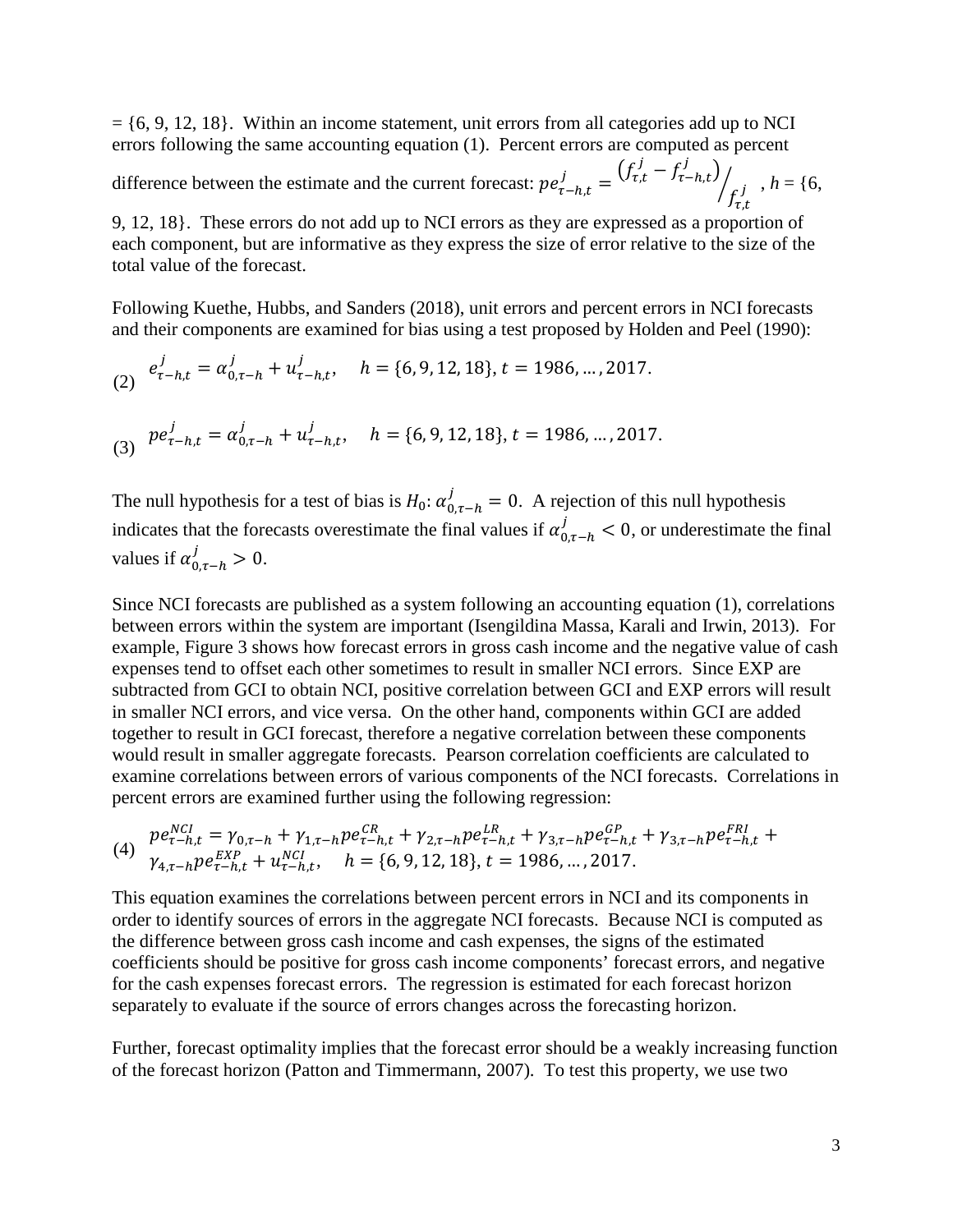= {6, 9, 12, 18}. Within an income statement, unit errors from all categories add up to NCI errors following the same accounting equation (1). Percent errors are computed as percent difference between the estimate and the current forecast: $pe^{j}_{\tau-h,t} = \left(f^{j}_{\tau,t} - f^{j}_{\tau-h,t}\right) / f^{j}_{\tau,t}$ , $h$ = {6, 9, 12, 18}. These errors do not add up to NCI errors as they are expressed as a proportion of each component, but are informative as they express the size of error relative to the size of the total value of the forecast.

Following Kuethe, Hubbs, and Sanders (2018), unit errors and percent errors in NCI forecasts and their components are examined for bias using a test proposed by Holden and Peel (1990):

$$e^{j}_{\tau-h,t} = \alpha^{j}_{0,\tau-h} + u^{j}_{\tau-h,t}, \quad h = \{6, 9, 12, 18\}, t = 1986, \ldots, 2017. \tag{2}$$

$$pe^{j}_{\tau-h,t} = \alpha^{j}_{0,\tau-h} + u^{j}_{\tau-h,t}, \quad h = \{6, 9, 12, 18\}, t = 1986, \ldots, 2017. \tag{3}$$

The null hypothesis for a test of bias is $H_0$: $\alpha^{j}_{0,\tau-h} = 0$. A rejection of this null hypothesis indicates that the forecasts overestimate the final values if $\alpha^{j}_{0,\tau-h} < 0$, or underestimate the final values if $\alpha^{j}_{0,\tau-h} > 0$.

Since NCI forecasts are published as a system following an accounting equation (1), correlations between errors within the system are important (Isengildina Massa, Karali and Irwin, 2013). For example, Figure 3 shows how forecast errors in gross cash income and the negative value of cash expenses tend to offset each other sometimes to result in smaller NCI errors. Since EXP are subtracted from GCI to obtain NCI, positive correlation between GCI and EXP errors will result in smaller NCI errors, and vice versa. On the other hand, components within GCI are added together to result in GCI forecast, therefore a negative correlation between these components would result in smaller aggregate forecasts. Pearson correlation coefficients are calculated to examine correlations between errors of various components of the NCI forecasts. Correlations in percent errors are examined further using the following regression:

$$pe^{NCI}_{\tau-h,t} = \gamma_{0,\tau-h} + \gamma_{1,\tau-h} pe^{CR}_{\tau-h,t} + \gamma_{2,\tau-h} pe^{LR}_{\tau-h,t} + \gamma_{3,\tau-h} pe^{GP}_{\tau-h,t} + \gamma_{3,\tau-h} pe^{FRI}_{\tau-h,t} + \gamma_{4,\tau-h} pe^{EXP}_{\tau-h,t} + u^{NCI}_{\tau-h,t}, \quad h = \{6, 9, 12, 18\}, t = 1986, \ldots, 2017. \tag{4}$$

This equation examines the correlations between percent errors in NCI and its components in order to identify sources of errors in the aggregate NCI forecasts. Because NCI is computed as the difference between gross cash income and cash expenses, the signs of the estimated coefficients should be positive for gross cash income components' forecast errors, and negative for the cash expenses forecast errors. The regression is estimated for each forecast horizon separately to evaluate if the source of errors changes across the forecasting horizon.

Further, forecast optimality implies that the forecast error should be a weakly increasing function of the forecast horizon (Patton and Timmermann, 2007). To test this property, we use two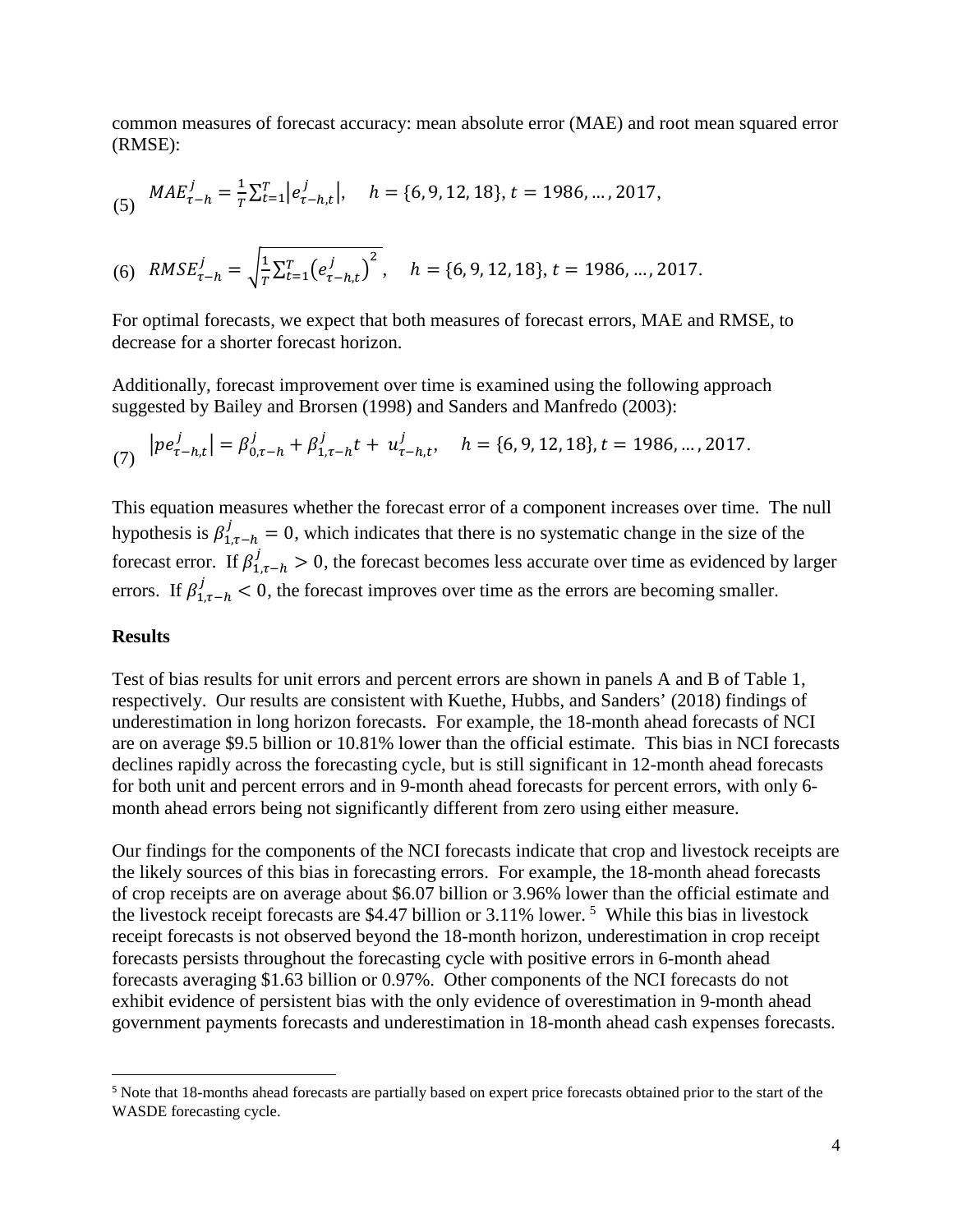common measures of forecast accuracy: mean absolute error (MAE) and root mean squared error (RMSE):

$$MAE^{j}_{\tau-h} = \frac{1}{T}\sum_{t=1}^{T}\left|e^{j}_{\tau-h,t}\right|, \quad h = \{6, 9, 12, 18\}, t = 1986, \ldots, 2017, \tag{5}$$

$$RMSE^{j}_{\tau-h} = \sqrt{\frac{1}{T}\sum_{t=1}^{T}\left(e^{j}_{\tau-h,t}\right)^{2}}, \quad h = \{6, 9, 12, 18\}, t = 1986, \ldots, 2017. \tag{6}$$

For optimal forecasts, we expect that both measures of forecast errors, MAE and RMSE, to decrease for a shorter forecast horizon.

Additionally, forecast improvement over time is examined using the following approach suggested by Bailey and Brorsen (1998) and Sanders and Manfredo (2003):

$$\left|pe^{j}_{\tau-h,t}\right| = \beta^{j}_{0,\tau-h} + \beta^{j}_{1,\tau-h}t + u^{j}_{\tau-h,t}, \quad h = \{6, 9, 12, 18\}, t = 1986, \ldots, 2017. \tag{7}$$

This equation measures whether the forecast error of a component increases over time. The null hypothesis is $\beta^{j}_{1,\tau-h} = 0$, which indicates that there is no systematic change in the size of the forecast error. If $\beta^{j}_{1,\tau-h} > 0$, the forecast becomes less accurate over time as evidenced by larger errors. If $\beta^{j}_{1,\tau-h} < 0$, the forecast improves over time as the errors are becoming smaller.

## Results

Test of bias results for unit errors and percent errors are shown in panels A and B of Table 1, respectively. Our results are consistent with Kuethe, Hubbs, and Sanders' (2018) findings of underestimation in long horizon forecasts. For example, the 18-month ahead forecasts of NCI are on average \$9.5 billion or 10.81% lower than the official estimate. This bias in NCI forecasts declines rapidly across the forecasting cycle, but is still significant in 12-month ahead forecasts for both unit and percent errors and in 9-month ahead forecasts for percent errors, with only 6-month ahead errors being not significantly different from zero using either measure.

Our findings for the components of the NCI forecasts indicate that crop and livestock receipts are the likely sources of this bias in forecasting errors. For example, the 18-month ahead forecasts of crop receipts are on average about \$6.07 billion or 3.96% lower than the official estimate and the livestock receipt forecasts are \$4.47 billion or 3.11% lower. [5] While this bias in livestock receipt forecasts is not observed beyond the 18-month horizon, underestimation in crop receipt forecasts persists throughout the forecasting cycle with positive errors in 6-month ahead forecasts averaging \$1.63 billion or 0.97%. Other components of the NCI forecasts do not exhibit evidence of persistent bias with the only evidence of overestimation in 9-month ahead government payments forecasts and underestimation in 18-month ahead cash expenses forecasts.

[5] Note that 18-months ahead forecasts are partially based on expert price forecasts obtained prior to the start of the WASDE forecasting cycle.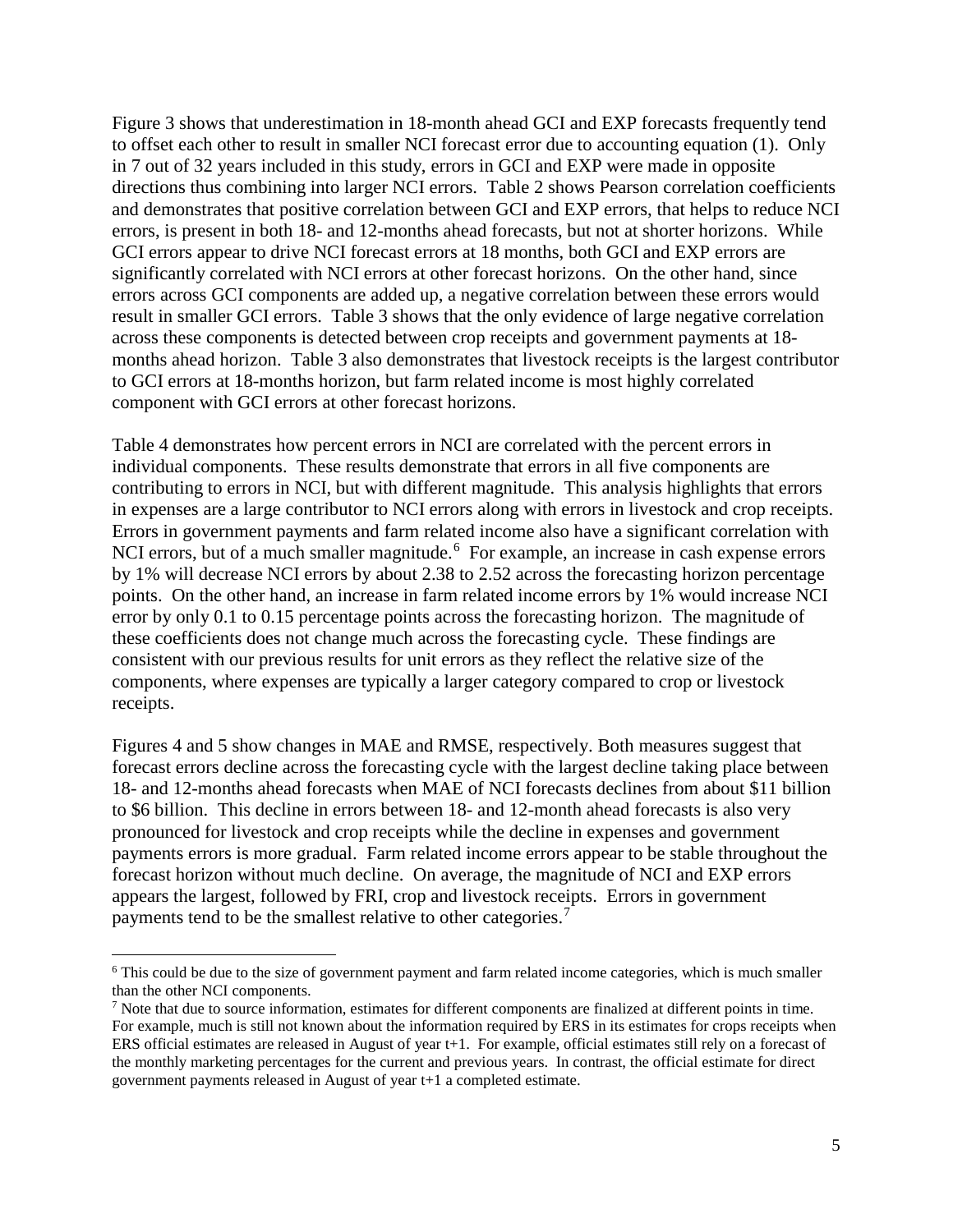Figure 3 shows that underestimation in 18-month ahead GCI and EXP forecasts frequently tend to offset each other to result in smaller NCI forecast error due to accounting equation (1). Only in 7 out of 32 years included in this study, errors in GCI and EXP were made in opposite directions thus combining into larger NCI errors. Table 2 shows Pearson correlation coefficients and demonstrates that positive correlation between GCI and EXP errors, that helps to reduce NCI errors, is present in both 18- and 12-months ahead forecasts, but not at shorter horizons. While GCI errors appear to drive NCI forecast errors at 18 months, both GCI and EXP errors are significantly correlated with NCI errors at other forecast horizons. On the other hand, since errors across GCI components are added up, a negative correlation between these errors would result in smaller GCI errors. Table 3 shows that the only evidence of large negative correlation across these components is detected between crop receipts and government payments at 18-months ahead horizon. Table 3 also demonstrates that livestock receipts is the largest contributor to GCI errors at 18-months horizon, but farm related income is most highly correlated component with GCI errors at other forecast horizons.

Table 4 demonstrates how percent errors in NCI are correlated with the percent errors in individual components. These results demonstrate that errors in all five components are contributing to errors in NCI, but with different magnitude. This analysis highlights that errors in expenses are a large contributor to NCI errors along with errors in livestock and crop receipts. Errors in government payments and farm related income also have a significant correlation with NCI errors, but of a much smaller magnitude.[6] For example, an increase in cash expense errors by 1% will decrease NCI errors by about 2.38 to 2.52 across the forecasting horizon percentage points. On the other hand, an increase in farm related income errors by 1% would increase NCI error by only 0.1 to 0.15 percentage points across the forecasting horizon. The magnitude of these coefficients does not change much across the forecasting cycle. These findings are consistent with our previous results for unit errors as they reflect the relative size of the components, where expenses are typically a larger category compared to crop or livestock receipts.

Figures 4 and 5 show changes in MAE and RMSE, respectively. Both measures suggest that forecast errors decline across the forecasting cycle with the largest decline taking place between 18- and 12-months ahead forecasts when MAE of NCI forecasts declines from about $11 billion to $6 billion. This decline in errors between 18- and 12-month ahead forecasts is also very pronounced for livestock and crop receipts while the decline in expenses and government payments errors is more gradual. Farm related income errors appear to be stable throughout the forecast horizon without much decline. On average, the magnitude of NCI and EXP errors appears the largest, followed by FRI, crop and livestock receipts. Errors in government payments tend to be the smallest relative to other categories.[7]

---

[6] This could be due to the size of government payment and farm related income categories, which is much smaller than the other NCI components.

[7] Note that due to source information, estimates for different components are finalized at different points in time. For example, much is still not known about the information required by ERS in its estimates for crops receipts when ERS official estimates are released in August of year t+1. For example, official estimates still rely on a forecast of the monthly marketing percentages for the current and previous years. In contrast, the official estimate for direct government payments released in August of year t+1 a completed estimate.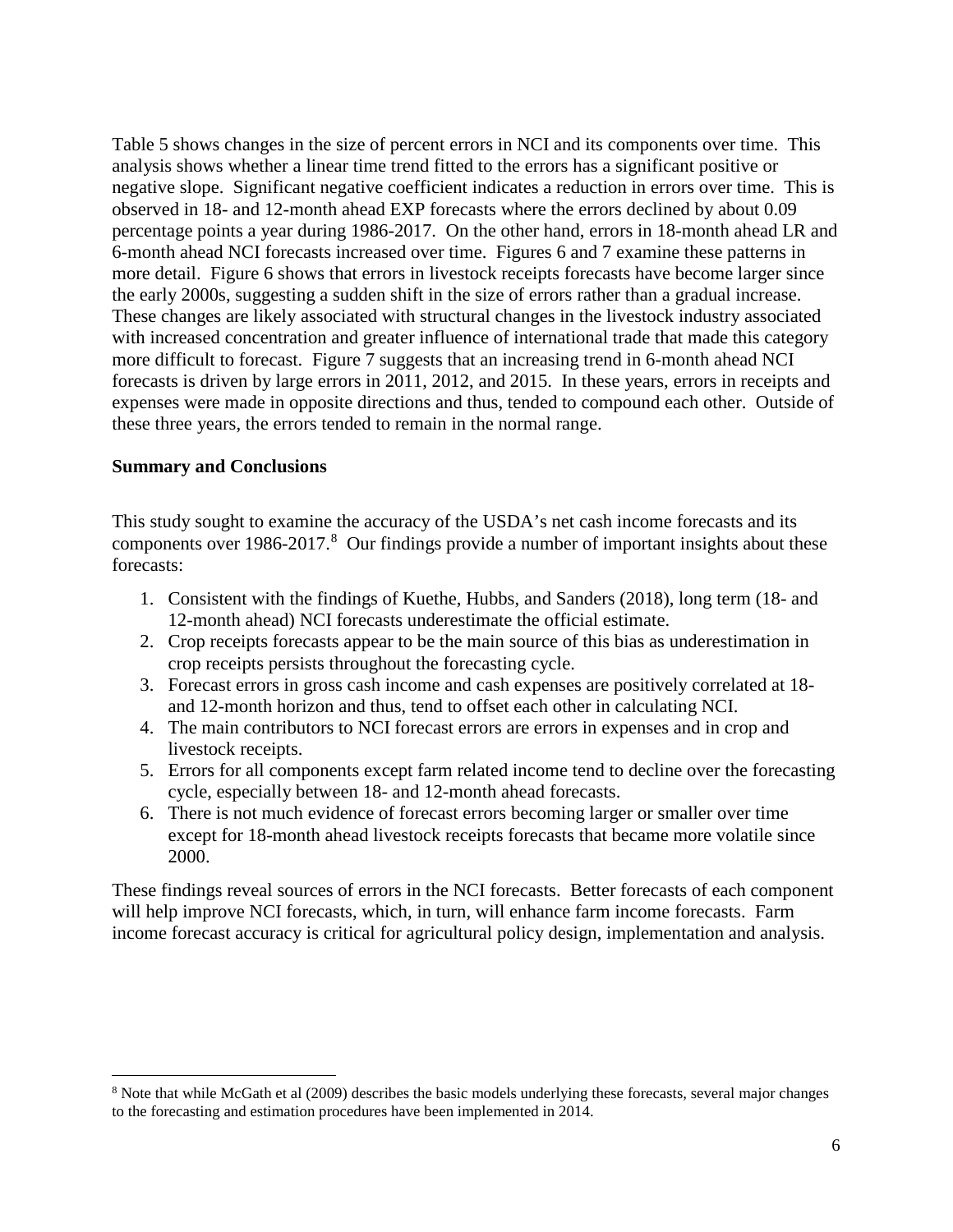Table 5 shows changes in the size of percent errors in NCI and its components over time. This analysis shows whether a linear time trend fitted to the errors has a significant positive or negative slope. Significant negative coefficient indicates a reduction in errors over time. This is observed in 18- and 12-month ahead EXP forecasts where the errors declined by about 0.09 percentage points a year during 1986-2017. On the other hand, errors in 18-month ahead LR and 6-month ahead NCI forecasts increased over time. Figures 6 and 7 examine these patterns in more detail. Figure 6 shows that errors in livestock receipts forecasts have become larger since the early 2000s, suggesting a sudden shift in the size of errors rather than a gradual increase. These changes are likely associated with structural changes in the livestock industry associated with increased concentration and greater influence of international trade that made this category more difficult to forecast. Figure 7 suggests that an increasing trend in 6-month ahead NCI forecasts is driven by large errors in 2011, 2012, and 2015. In these years, errors in receipts and expenses were made in opposite directions and thus, tended to compound each other. Outside of these three years, the errors tended to remain in the normal range.

**Summary and Conclusions**

This study sought to examine the accuracy of the USDA's net cash income forecasts and its components over 1986-2017.[8] Our findings provide a number of important insights about these forecasts:

1. Consistent with the findings of Kuethe, Hubbs, and Sanders (2018), long term (18- and 12-month ahead) NCI forecasts underestimate the official estimate.
2. Crop receipts forecasts appear to be the main source of this bias as underestimation in crop receipts persists throughout the forecasting cycle.
3. Forecast errors in gross cash income and cash expenses are positively correlated at 18- and 12-month horizon and thus, tend to offset each other in calculating NCI.
4. The main contributors to NCI forecast errors are errors in expenses and in crop and livestock receipts.
5. Errors for all components except farm related income tend to decline over the forecasting cycle, especially between 18- and 12-month ahead forecasts.
6. There is not much evidence of forecast errors becoming larger or smaller over time except for 18-month ahead livestock receipts forecasts that became more volatile since 2000.

These findings reveal sources of errors in the NCI forecasts. Better forecasts of each component will help improve NCI forecasts, which, in turn, will enhance farm income forecasts. Farm income forecast accuracy is critical for agricultural policy design, implementation and analysis.

[8] Note that while McGath et al (2009) describes the basic models underlying these forecasts, several major changes to the forecasting and estimation procedures have been implemented in 2014.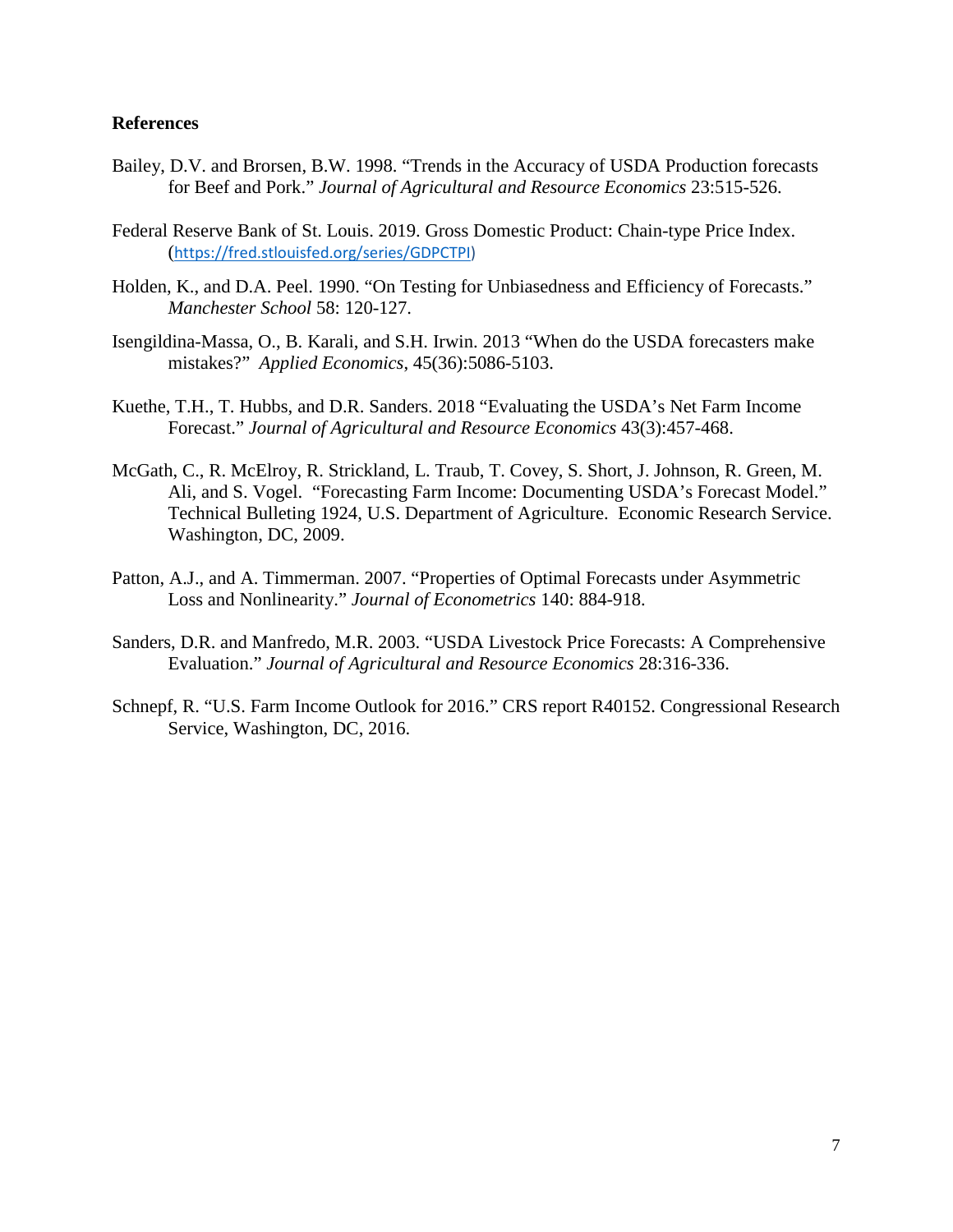**References**

Bailey, D.V. and Brorsen, B.W. 1998. "Trends in the Accuracy of USDA Production forecasts for Beef and Pork." *Journal of Agricultural and Resource Economics* 23:515-526.

Federal Reserve Bank of St. Louis. 2019. Gross Domestic Product: Chain-type Price Index. (https://fred.stlouisfed.org/series/GDPCTPI)

Holden, K., and D.A. Peel. 1990. "On Testing for Unbiasedness and Efficiency of Forecasts." *Manchester School* 58: 120-127.

Isengildina-Massa, O., B. Karali, and S.H. Irwin. 2013 "When do the USDA forecasters make mistakes?" *Applied Economics*, 45(36):5086-5103.

Kuethe, T.H., T. Hubbs, and D.R. Sanders. 2018 "Evaluating the USDA's Net Farm Income Forecast." *Journal of Agricultural and Resource Economics* 43(3):457-468.

McGath, C., R. McElroy, R. Strickland, L. Traub, T. Covey, S. Short, J. Johnson, R. Green, M. Ali, and S. Vogel. "Forecasting Farm Income: Documenting USDA's Forecast Model." Technical Bulleting 1924, U.S. Department of Agriculture. Economic Research Service. Washington, DC, 2009.

Patton, A.J., and A. Timmerman. 2007. "Properties of Optimal Forecasts under Asymmetric Loss and Nonlinearity." *Journal of Econometrics* 140: 884-918.

Sanders, D.R. and Manfredo, M.R. 2003. "USDA Livestock Price Forecasts: A Comprehensive Evaluation." *Journal of Agricultural and Resource Economics* 28:316-336.

Schnepf, R. "U.S. Farm Income Outlook for 2016." CRS report R40152. Congressional Research Service, Washington, DC, 2016.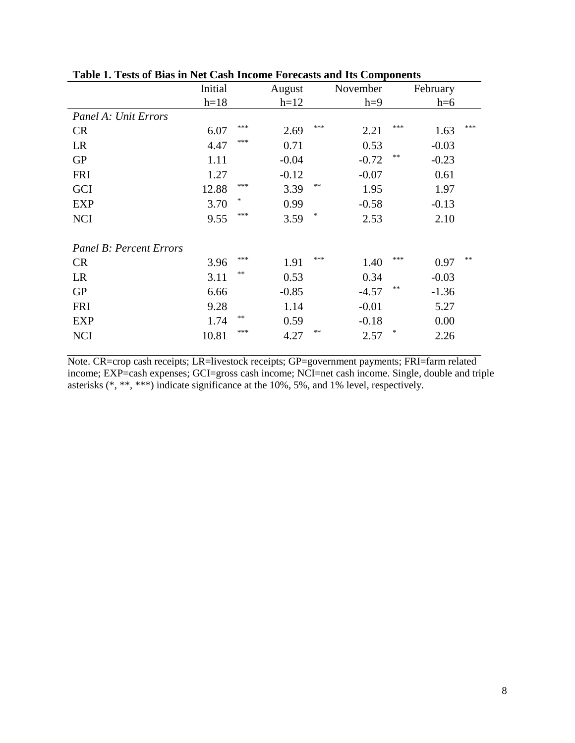**Table 1. Tests of Bias in Net Cash Income Forecasts and Its Components**

| | Initial | August | November | February |
|---|---|---|---|---|
| | h=18 | h=12 | h=9 | h=6 |
| *Panel A: Unit Errors* | | | | |
| CR | 6.07*** | 2.69*** | 2.21*** | 1.63*** |
| LR | 4.47*** | 0.71 | 0.53 | -0.03 |
| GP | 1.11 | -0.04 | -0.72** | -0.23 |
| FRI | 1.27 | -0.12 | -0.07 | 0.61 |
| GCI | 12.88*** | 3.39** | 1.95 | 1.97 |
| EXP | 3.70* | 0.99 | -0.58 | -0.13 |
| NCI | 9.55*** | 3.59* | 2.53 | 2.10 |
| *Panel B: Percent Errors* | | | | |
| CR | 3.96*** | 1.91*** | 1.40*** | 0.97** |
| LR | 3.11** | 0.53 | 0.34 | -0.03 |
| GP | 6.66 | -0.85 | -4.57** | -1.36 |
| FRI | 9.28 | 1.14 | -0.01 | 5.27 |
| EXP | 1.74** | 0.59 | -0.18 | 0.00 |
| NCI | 10.81*** | 4.27** | 2.57* | 2.26 |

Note. CR=crop cash receipts; LR=livestock receipts; GP=government payments; FRI=farm related income; EXP=cash expenses; GCI=gross cash income; NCI=net cash income. Single, double and triple asterisks (*, **, ***) indicate significance at the 10%, 5%, and 1% level, respectively.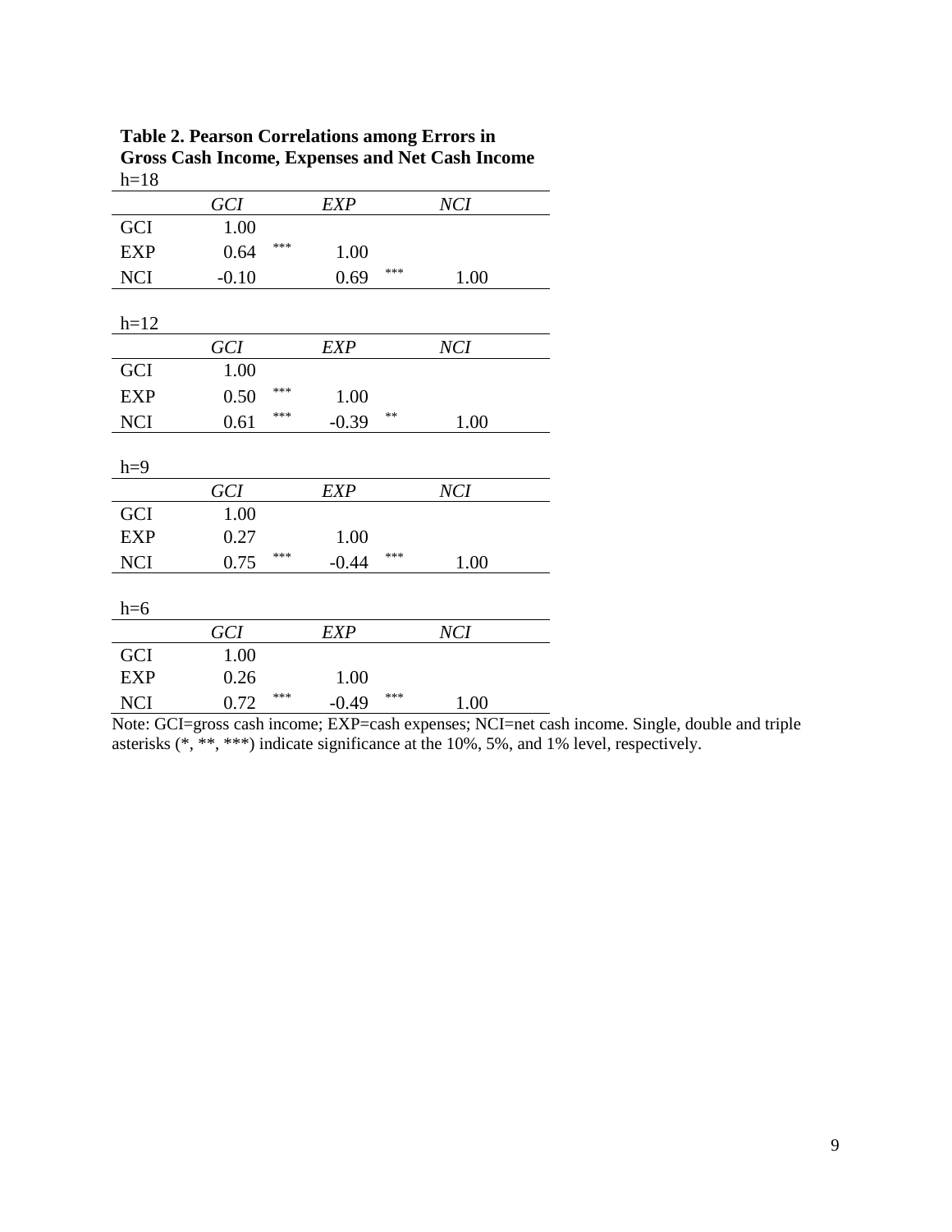**Table 2. Pearson Correlations among Errors in Gross Cash Income, Expenses and Net Cash Income**

h=18

| | *GCI* | | *EXP* | | *NCI* |
|---|---|---|---|---|---|
| GCI | 1.00 | | | | |
| EXP | 0.64 | *** | 1.00 | | |
| NCI | -0.10 | | 0.69 | *** | 1.00 |

h=12

| | *GCI* | | *EXP* | | *NCI* |
|---|---|---|---|---|---|
| GCI | 1.00 | | | | |
| EXP | 0.50 | *** | 1.00 | | |
| NCI | 0.61 | *** | -0.39 | ** | 1.00 |

h=9

| | *GCI* | | *EXP* | | *NCI* |
|---|---|---|---|---|---|
| GCI | 1.00 | | | | |
| EXP | 0.27 | | 1.00 | | |
| NCI | 0.75 | *** | -0.44 | *** | 1.00 |

h=6

| | *GCI* | | *EXP* | | *NCI* |
|---|---|---|---|---|---|
| GCI | 1.00 | | | | |
| EXP | 0.26 | | 1.00 | | |
| NCI | 0.72 | *** | -0.49 | *** | 1.00 |

Note: GCI=gross cash income; EXP=cash expenses; NCI=net cash income. Single, double and triple asterisks (*, **, ***) indicate significance at the 10%, 5%, and 1% level, respectively.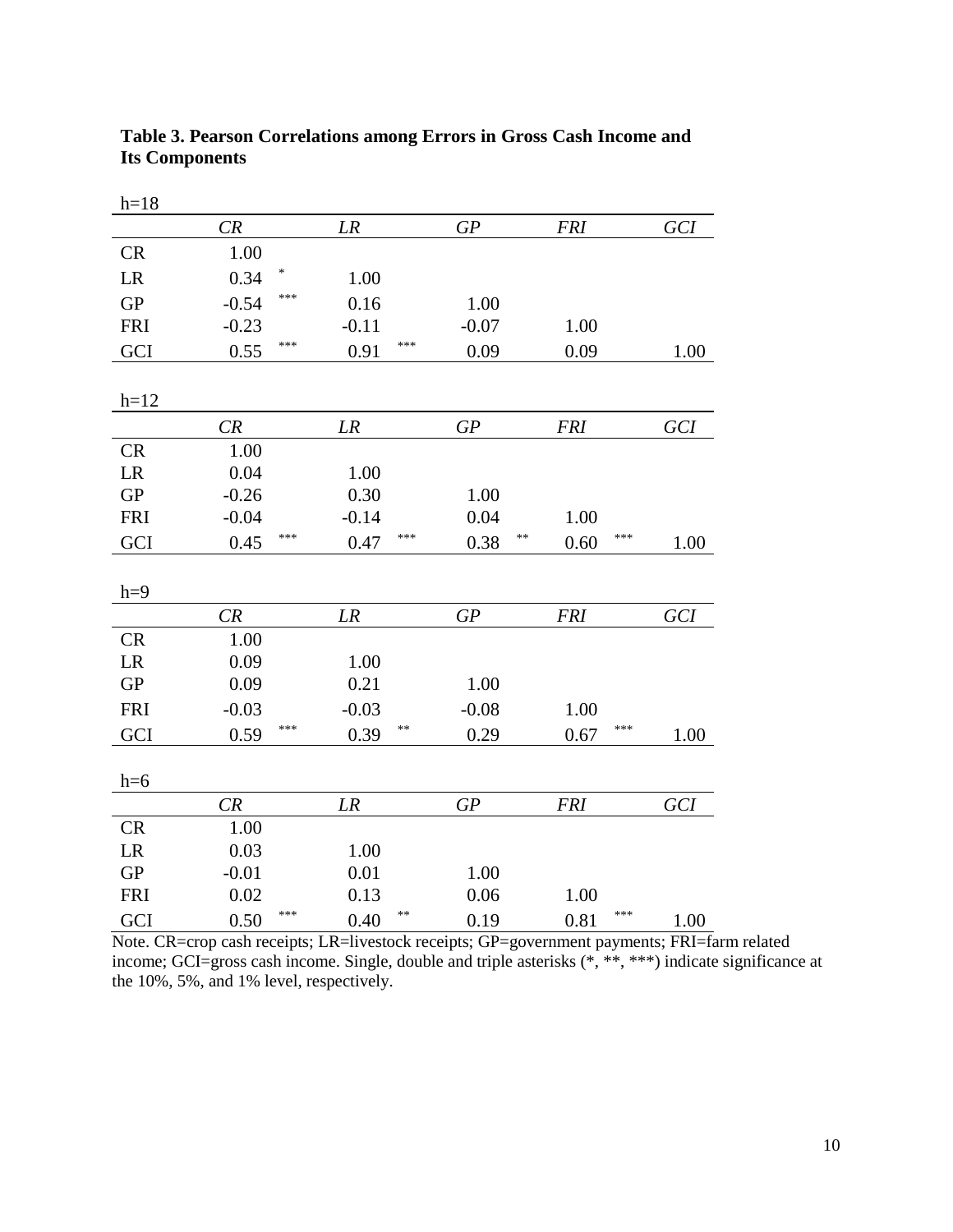**Table 3. Pearson Correlations among Errors in Gross Cash Income and Its Components**

h=18

| | *CR* | *LR* | *GP* | *FRI* | *GCI* |
|---|---|---|---|---|---|
| CR | 1.00 | | | | |
| LR | 0.34 * | 1.00 | | | |
| GP | -0.54 *** | 0.16 | 1.00 | | |
| FRI | -0.23 | -0.11 | -0.07 | 1.00 | |
| GCI | 0.55 *** | 0.91 *** | 0.09 | 0.09 | 1.00 |

h=12

| | *CR* | *LR* | *GP* | *FRI* | *GCI* |
|---|---|---|---|---|---|
| CR | 1.00 | | | | |
| LR | 0.04 | 1.00 | | | |
| GP | -0.26 | 0.30 | 1.00 | | |
| FRI | -0.04 | -0.14 | 0.04 | 1.00 | |
| GCI | 0.45 *** | 0.47 *** | 0.38 ** | 0.60 *** | 1.00 |

h=9

| | *CR* | *LR* | *GP* | *FRI* | *GCI* |
|---|---|---|---|---|---|
| CR | 1.00 | | | | |
| LR | 0.09 | 1.00 | | | |
| GP | 0.09 | 0.21 | 1.00 | | |
| FRI | -0.03 | -0.03 | -0.08 | 1.00 | |
| GCI | 0.59 *** | 0.39 ** | 0.29 | 0.67 *** | 1.00 |

h=6

| | *CR* | *LR* | *GP* | *FRI* | *GCI* |
|---|---|---|---|---|---|
| CR | 1.00 | | | | |
| LR | 0.03 | 1.00 | | | |
| GP | -0.01 | 0.01 | 1.00 | | |
| FRI | 0.02 | 0.13 | 0.06 | 1.00 | |
| GCI | 0.50 *** | 0.40 ** | 0.19 | 0.81 *** | 1.00 |

Note. CR=crop cash receipts; LR=livestock receipts; GP=government payments; FRI=farm related income; GCI=gross cash income. Single, double and triple asterisks (*, **, ***) indicate significance at the 10%, 5%, and 1% level, respectively.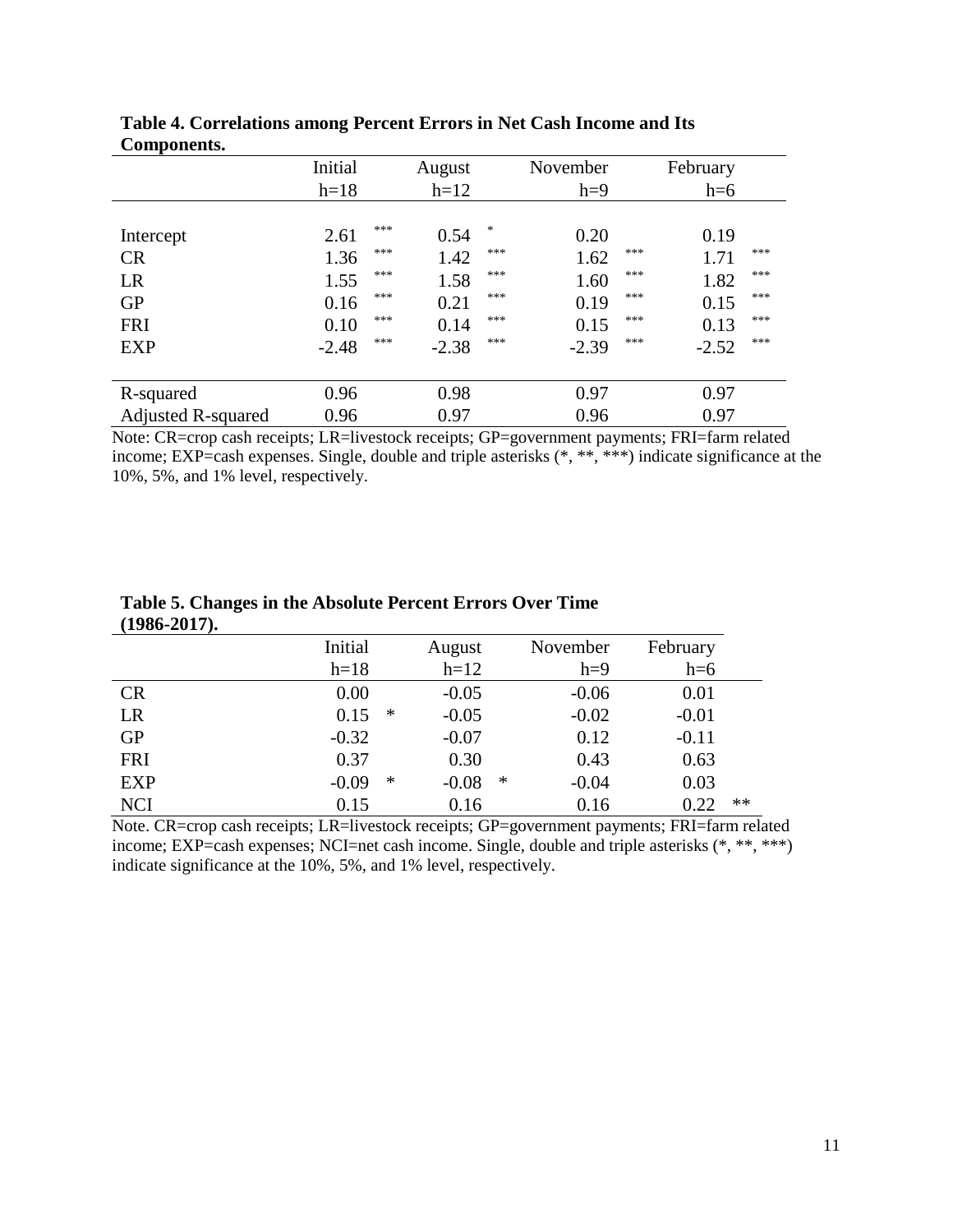**Table 4. Correlations among Percent Errors in Net Cash Income and Its Components.**

| | Initial | | August | | November | | February | |
|---|---|---|---|---|---|---|---|---|
| | h=18 | | h=12 | | h=9 | | h=6 | |
| Intercept | 2.61 | *** | 0.54 | * | 0.20 | | 0.19 | |
| CR | 1.36 | *** | 1.42 | *** | 1.62 | *** | 1.71 | *** |
| LR | 1.55 | *** | 1.58 | *** | 1.60 | *** | 1.82 | *** |
| GP | 0.16 | *** | 0.21 | *** | 0.19 | *** | 0.15 | *** |
| FRI | 0.10 | *** | 0.14 | *** | 0.15 | *** | 0.13 | *** |
| EXP | -2.48 | *** | -2.38 | *** | -2.39 | *** | -2.52 | *** |
| R-squared | 0.96 | | 0.98 | | 0.97 | | 0.97 | |
| Adjusted R-squared | 0.96 | | 0.97 | | 0.96 | | 0.97 | |

Note: CR=crop cash receipts; LR=livestock receipts; GP=government payments; FRI=farm related income; EXP=cash expenses. Single, double and triple asterisks (*, **, ***) indicate significance at the 10%, 5%, and 1% level, respectively.

**Table 5. Changes in the Absolute Percent Errors Over Time (1986-2017).**

| | Initial | | August | | November | February | |
|---|---|---|---|---|---|---|---|
| | h=18 | | h=12 | | h=9 | h=6 | |
| CR | 0.00 | | -0.05 | | -0.06 | 0.01 | |
| LR | 0.15 | * | -0.05 | | -0.02 | -0.01 | |
| GP | -0.32 | | -0.07 | | 0.12 | -0.11 | |
| FRI | 0.37 | | 0.30 | | 0.43 | 0.63 | |
| EXP | -0.09 | * | -0.08 | * | -0.04 | 0.03 | |
| NCI | 0.15 | | 0.16 | | 0.16 | 0.22 | ** |

Note. CR=crop cash receipts; LR=livestock receipts; GP=government payments; FRI=farm related income; EXP=cash expenses; NCI=net cash income. Single, double and triple asterisks (*, **, ***) indicate significance at the 10%, 5%, and 1% level, respectively.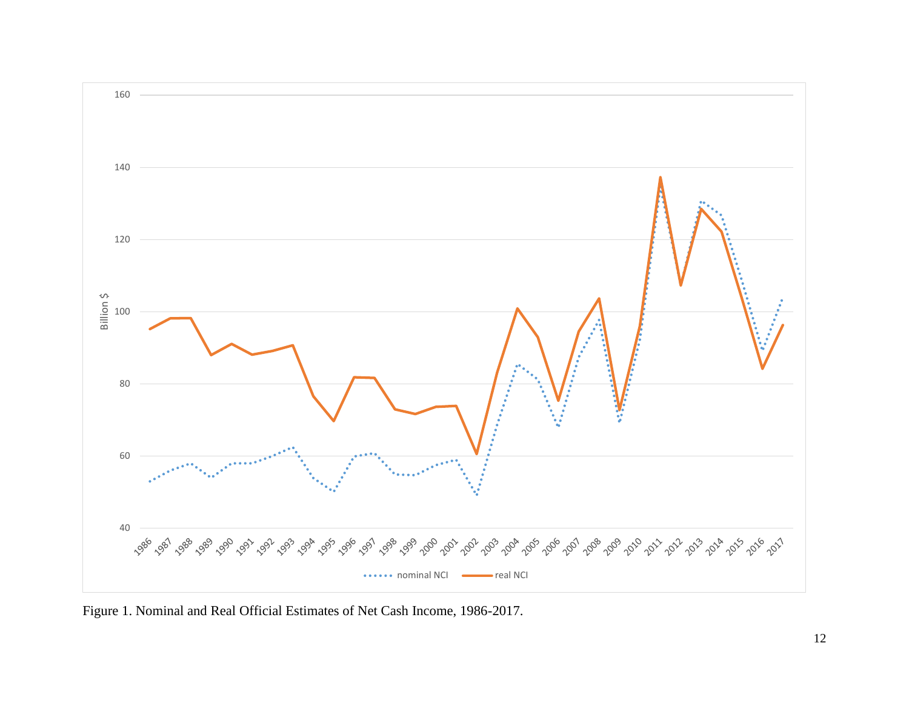Figure 1. Nominal and Real Official Estimates of Net Cash Income, 1986-2017.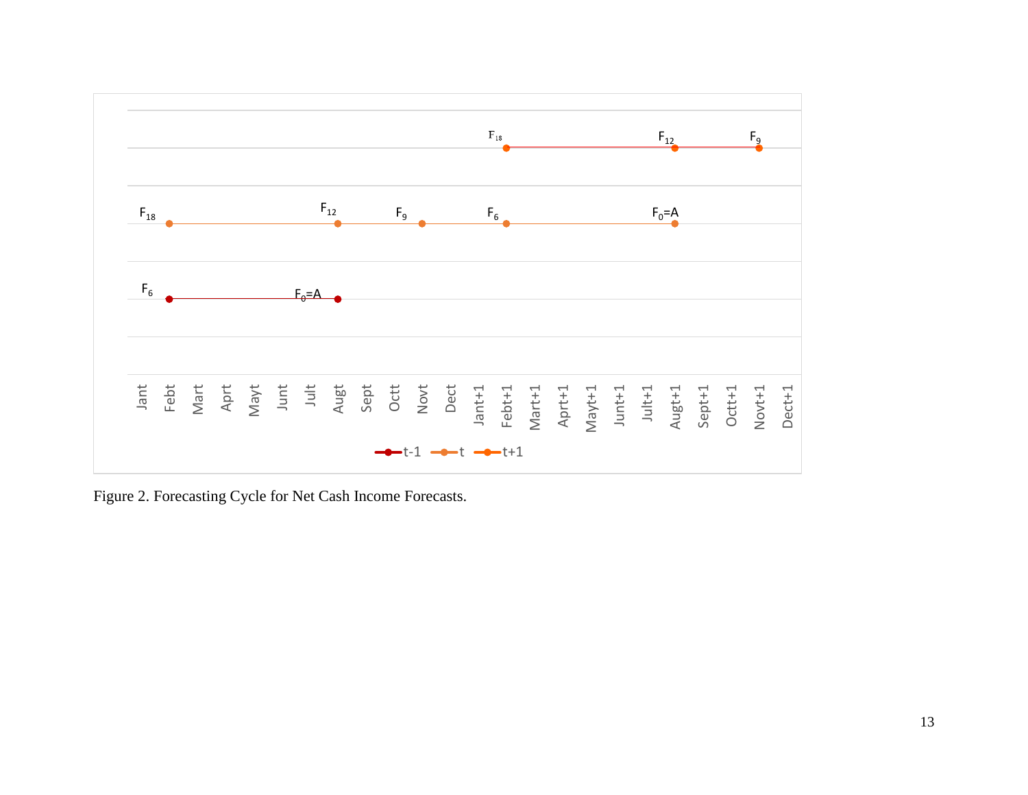Figure 2. Forecasting Cycle for Net Cash Income Forecasts.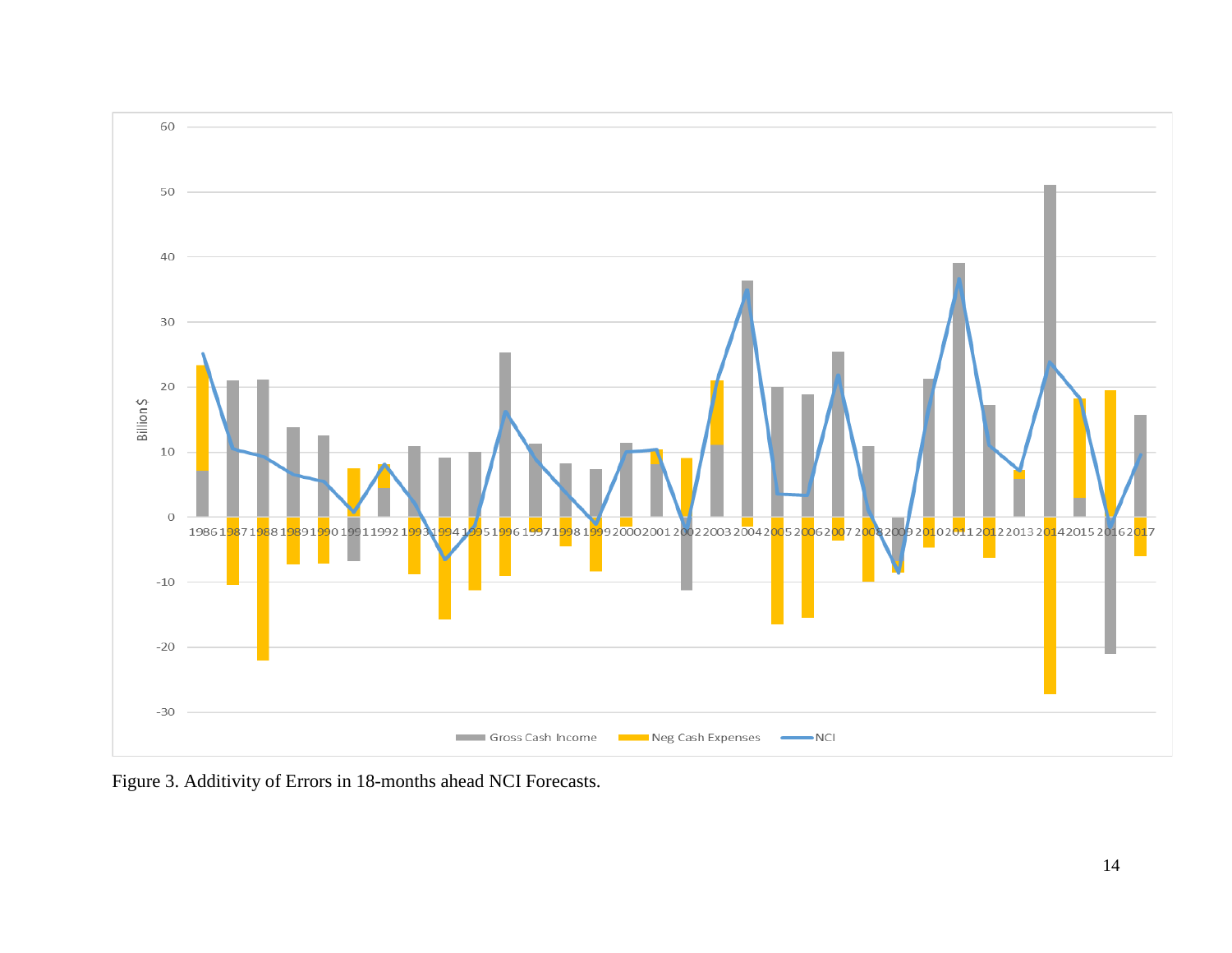Figure 3. Additivity of Errors in 18-months ahead NCI Forecasts.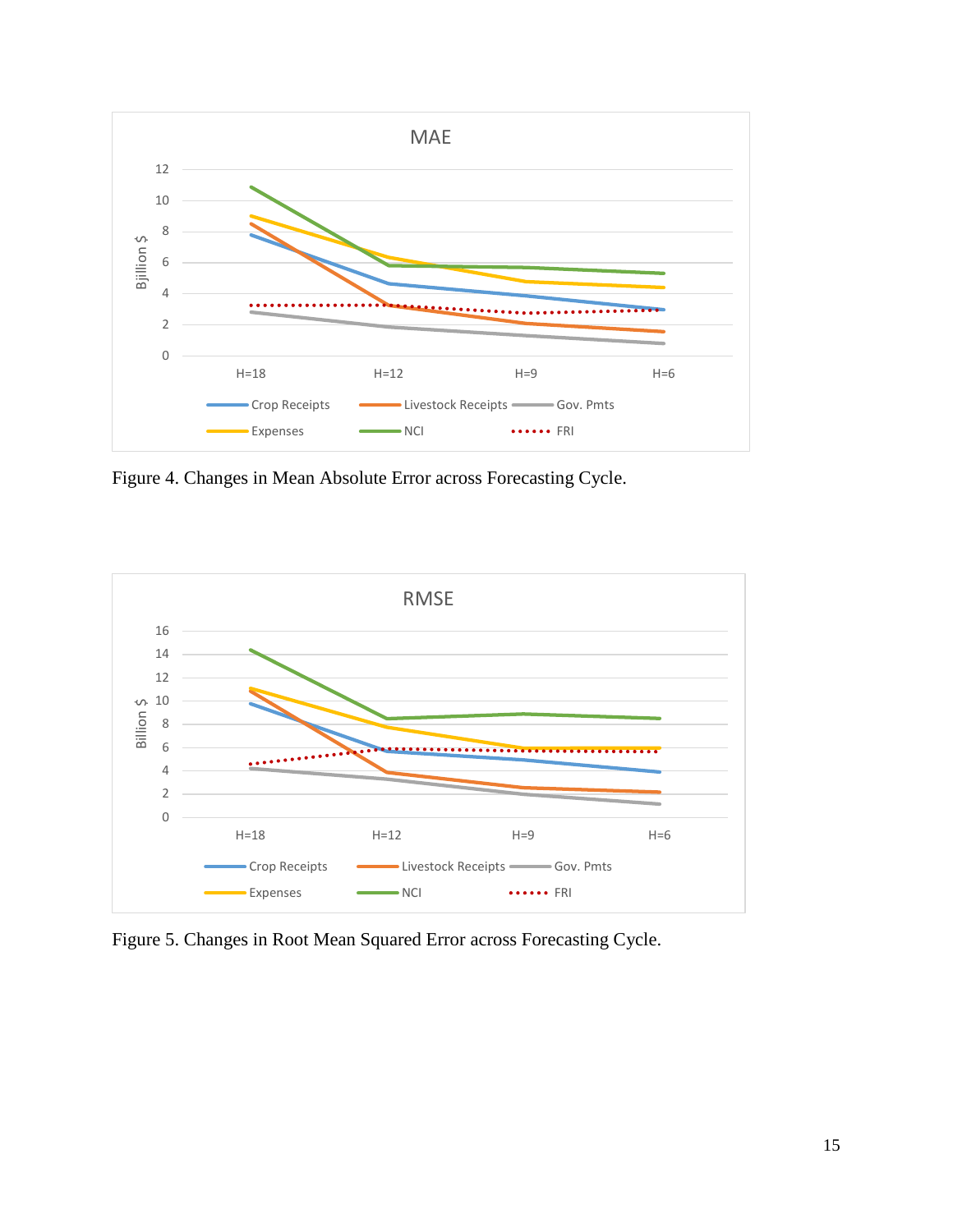Figure 4. Changes in Mean Absolute Error across Forecasting Cycle.

Figure 5. Changes in Root Mean Squared Error across Forecasting Cycle.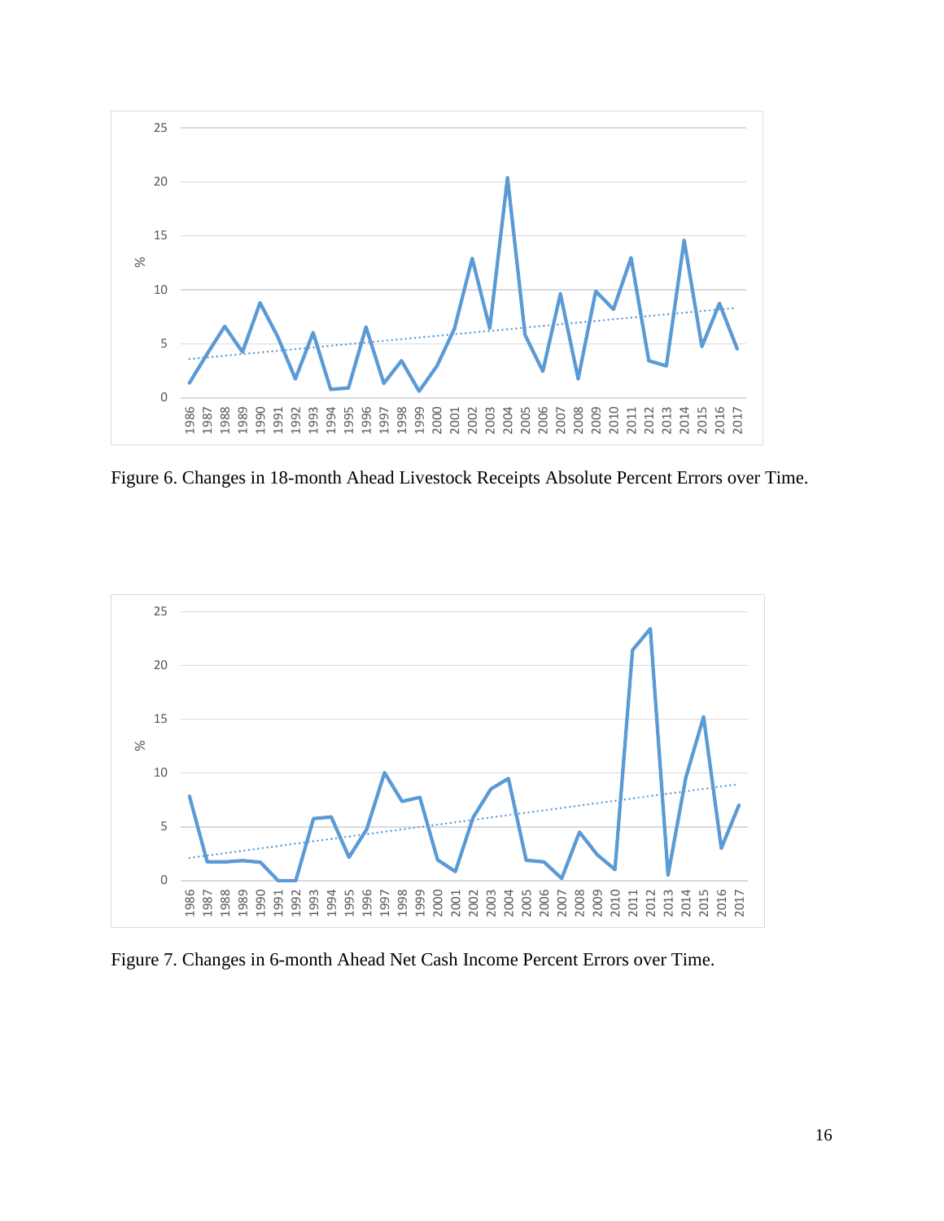25
20
15
%
10
5
0
1986 1987 1988 1989 1990 1991 1992 1993 1994 1995 1996 1997 1998 1999 2000 2001 2002 2003 2004 2005 2006 2007 2008 2009 2010 2011 2012 2013 2014 2015 2016 2017

Figure 6. Changes in 18-month Ahead Livestock Receipts Absolute Percent Errors over Time.

25
20
15
%
10
5
0
1986 1987 1988 1989 1990 1991 1992 1993 1994 1995 1996 1997 1998 1999 2000 2001 2002 2003 2004 2005 2006 2007 2008 2009 2010 2011 2012 2013 2014 2015 2016 2017

Figure 7. Changes in 6-month Ahead Net Cash Income Percent Errors over Time.